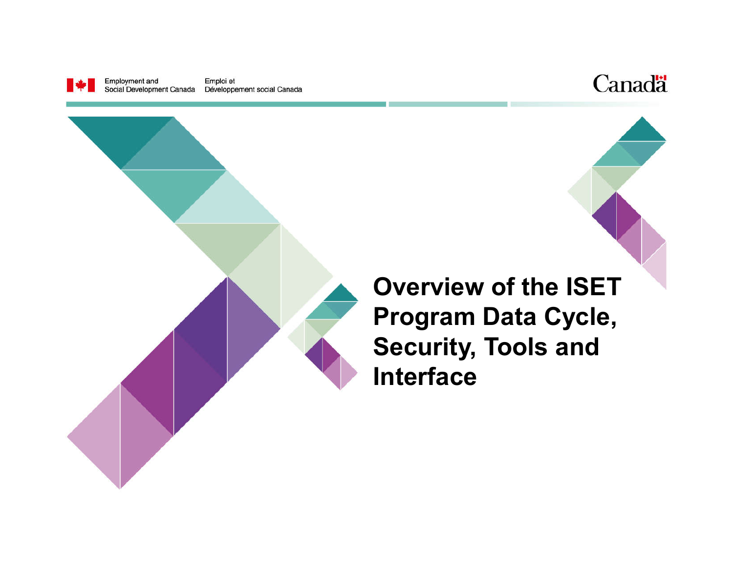Employment and Social Development Canada | Emploi et Développement social Canada

Canada

# Overview of the ISET Program Data Cycle, Security, Tools and Interface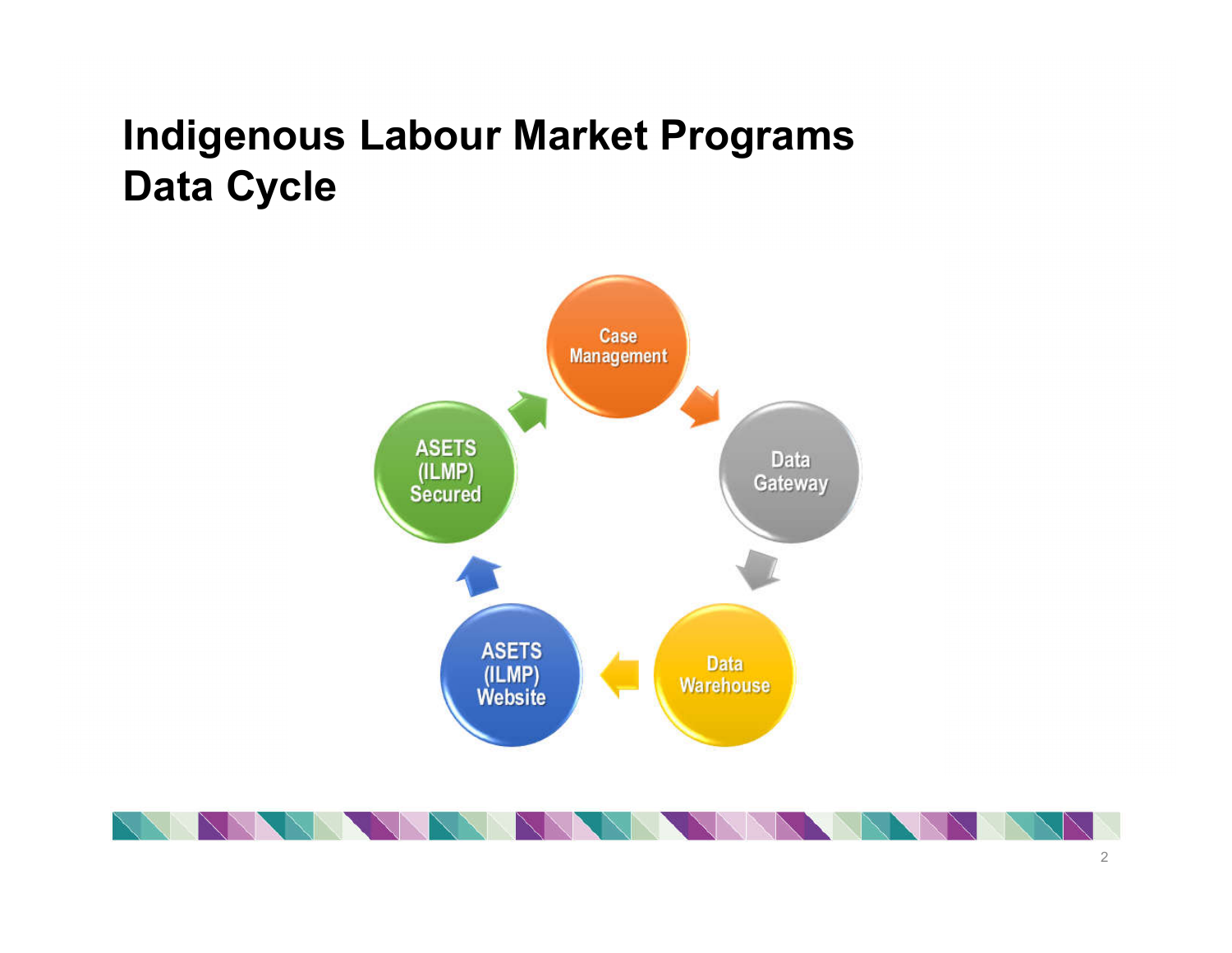# Indigenous Labour Market Programs Data Cycle

Case Management

Data Gateway

Data Warehouse

ASETS (ILMP) Website

ASETS (ILMP) Secured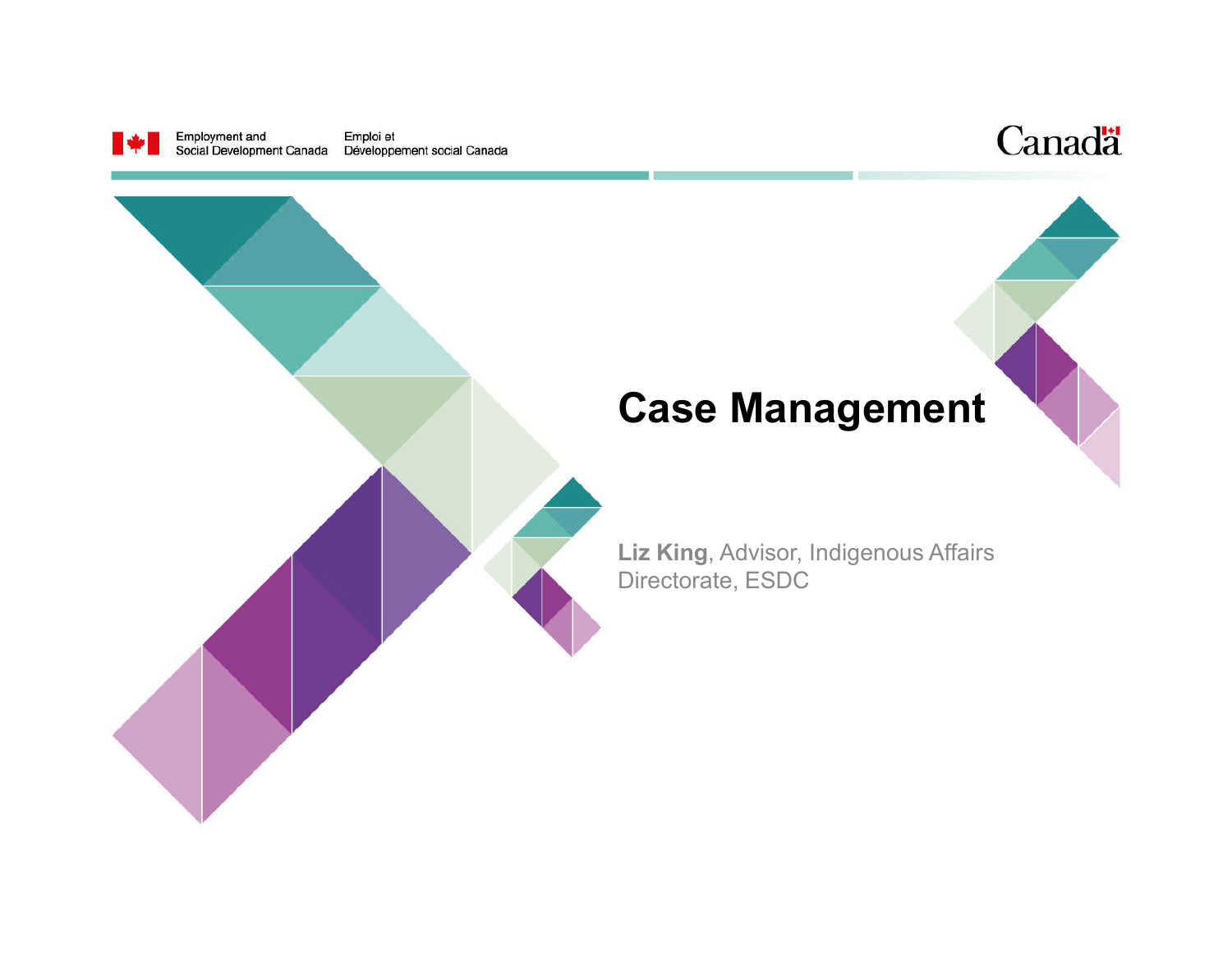# Case Management

**Liz King**, Advisor, Indigenous Affairs Directorate, ESDC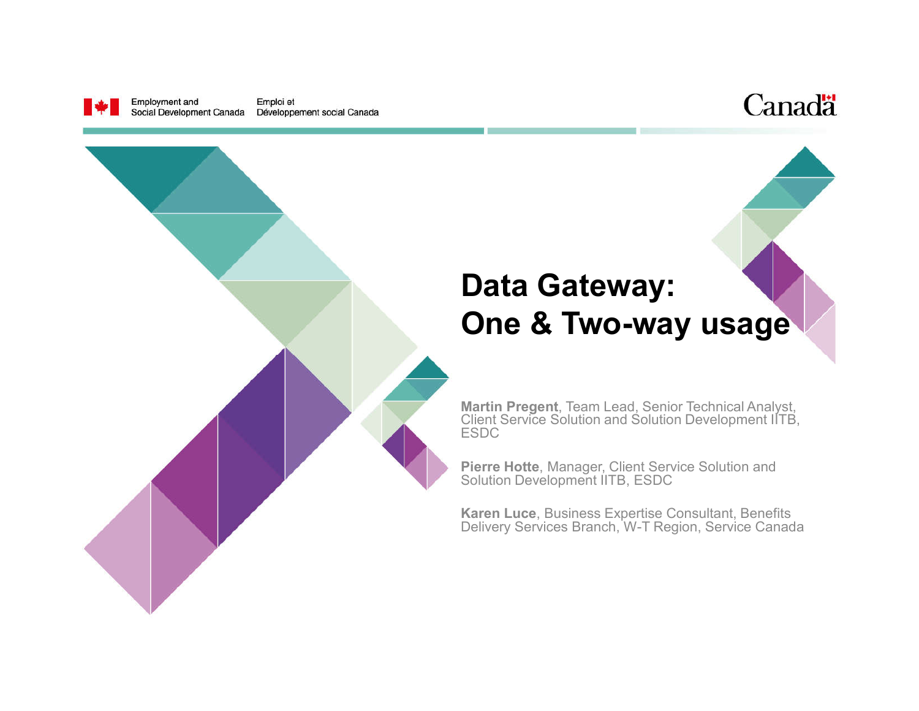Employment and Social Development Canada | Emploi et Développement social Canada

# Data Gateway: One & Two-way usage

**Martin Pregent**, Team Lead, Senior Technical Analyst, Client Service Solution and Solution Development IITB, ESDC

**Pierre Hotte**, Manager, Client Service Solution and Solution Development IITB, ESDC

**Karen Luce**, Business Expertise Consultant, Benefits Delivery Services Branch, W-T Region, Service Canada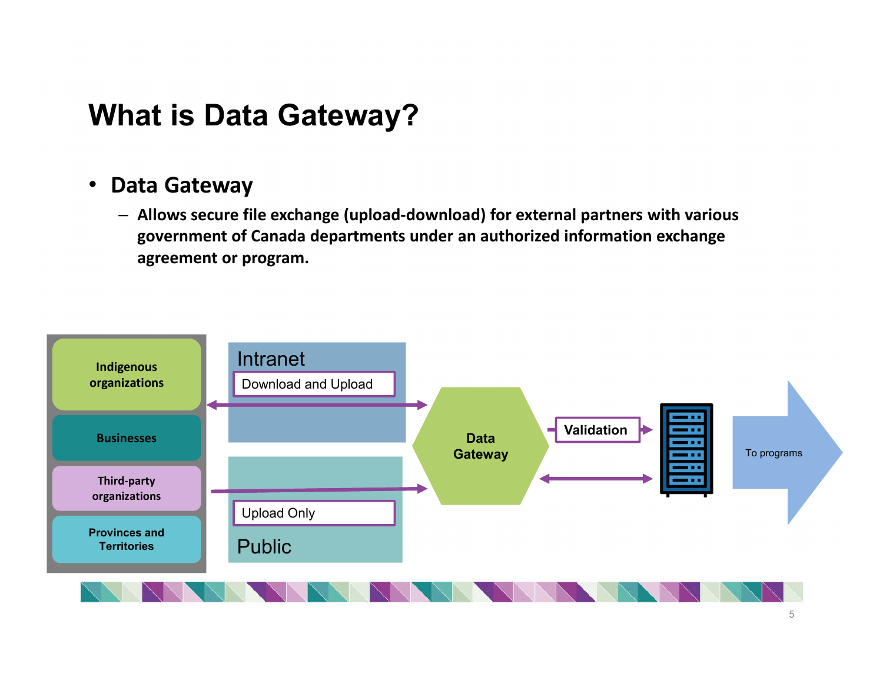# What is Data Gateway?

- **Data Gateway**
  - **Allows secure file exchange (upload-download) for external partners with various government of Canada departments under an authorized information exchange agreement or program.**

**Indigenous organizations**

**Businesses**

**Third-party organizations**

**Provinces and Territories**

Intranet

Download and Upload

Upload Only

Public

**Data Gateway**

**Validation**

To programs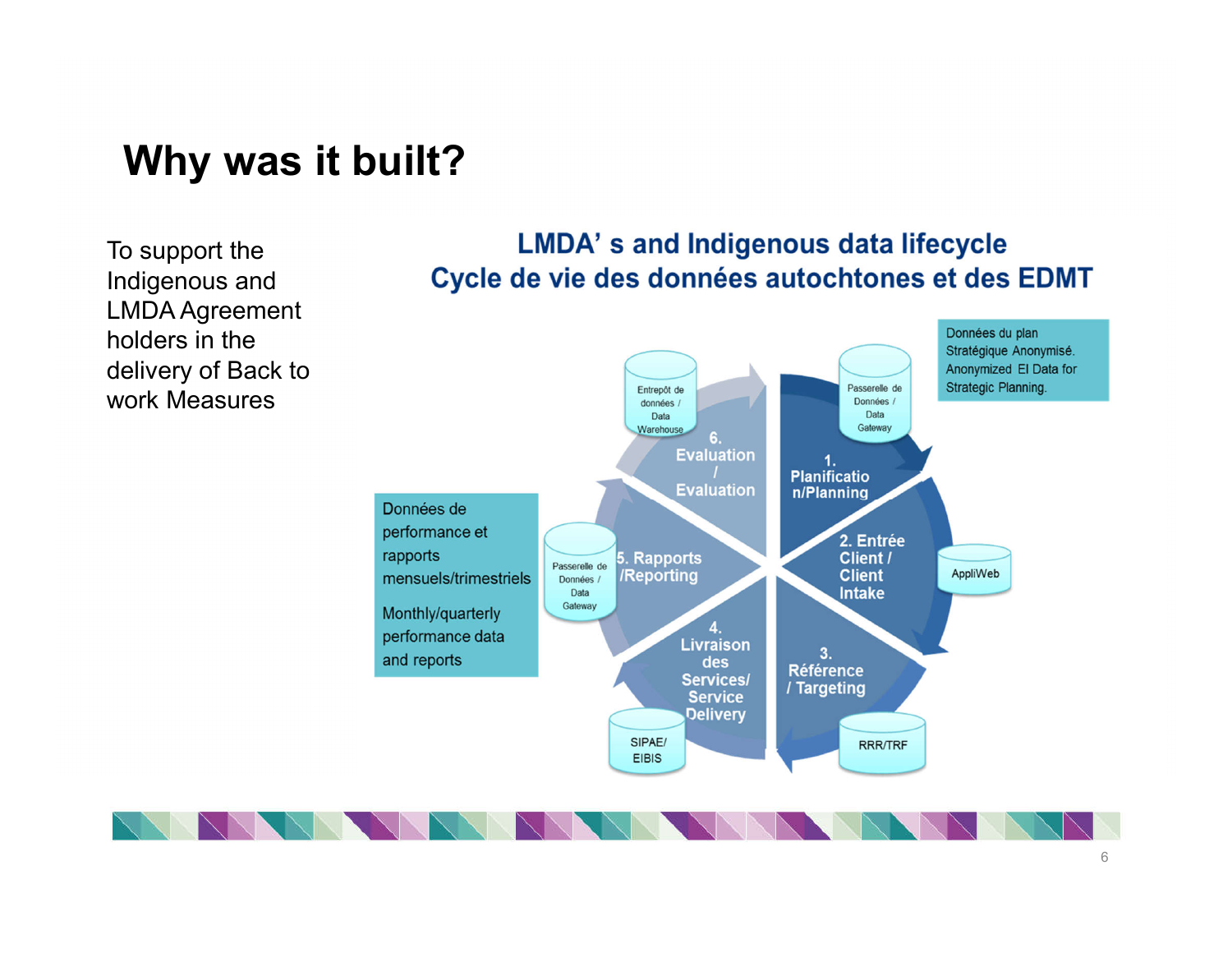# Why was it built?

To support the Indigenous and LMDA Agreement holders in the delivery of Back to work Measures

**LMDA' s and Indigenous data lifecycle**
**Cycle de vie des données autochtones et des EDMT**

1. Planificatio n/Planning — Passerelle de Données / Data Gateway

Données du plan Stratégique Anonymisé. Anonymized EI Data for Strategic Planning.

2. Entrée Client / Client Intake — AppliWeb

3. Référence / Targeting — RRR/TRF

4. Livraison des Services/ Service Delivery — SIPAE/ EIBIS

5. Rapports /Reporting — Passerelle de Données / Data Gateway

Données de performance et rapports mensuels/trimestriels

Monthly/quarterly performance data and reports

6. Evaluation / Evaluation — Entrepôt de données / Data Warehouse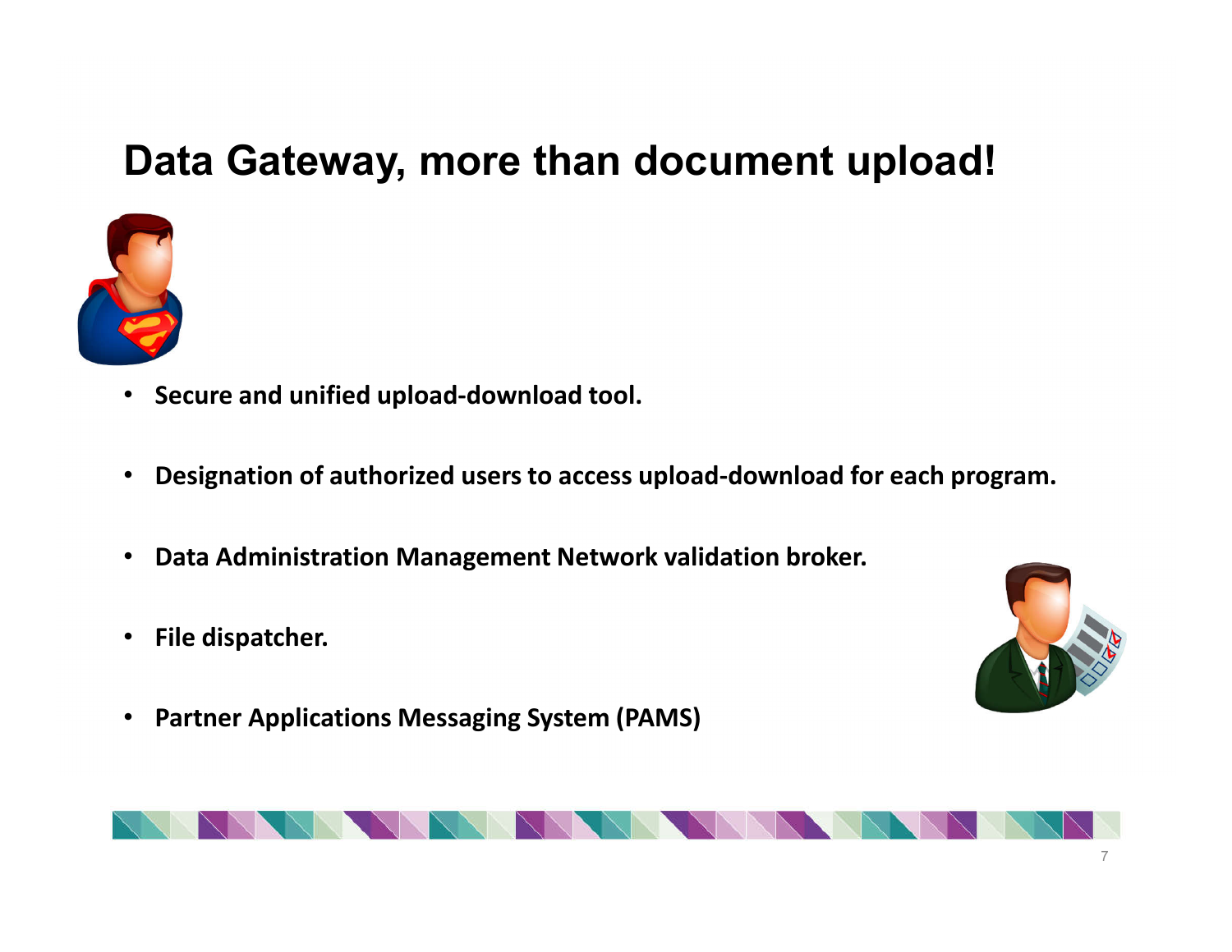# Data Gateway, more than document upload!

- **Secure and unified upload-download tool.**
- **Designation of authorized users to access upload-download for each program.**
- **Data Administration Management Network validation broker.**
- **File dispatcher.**
- **Partner Applications Messaging System (PAMS)**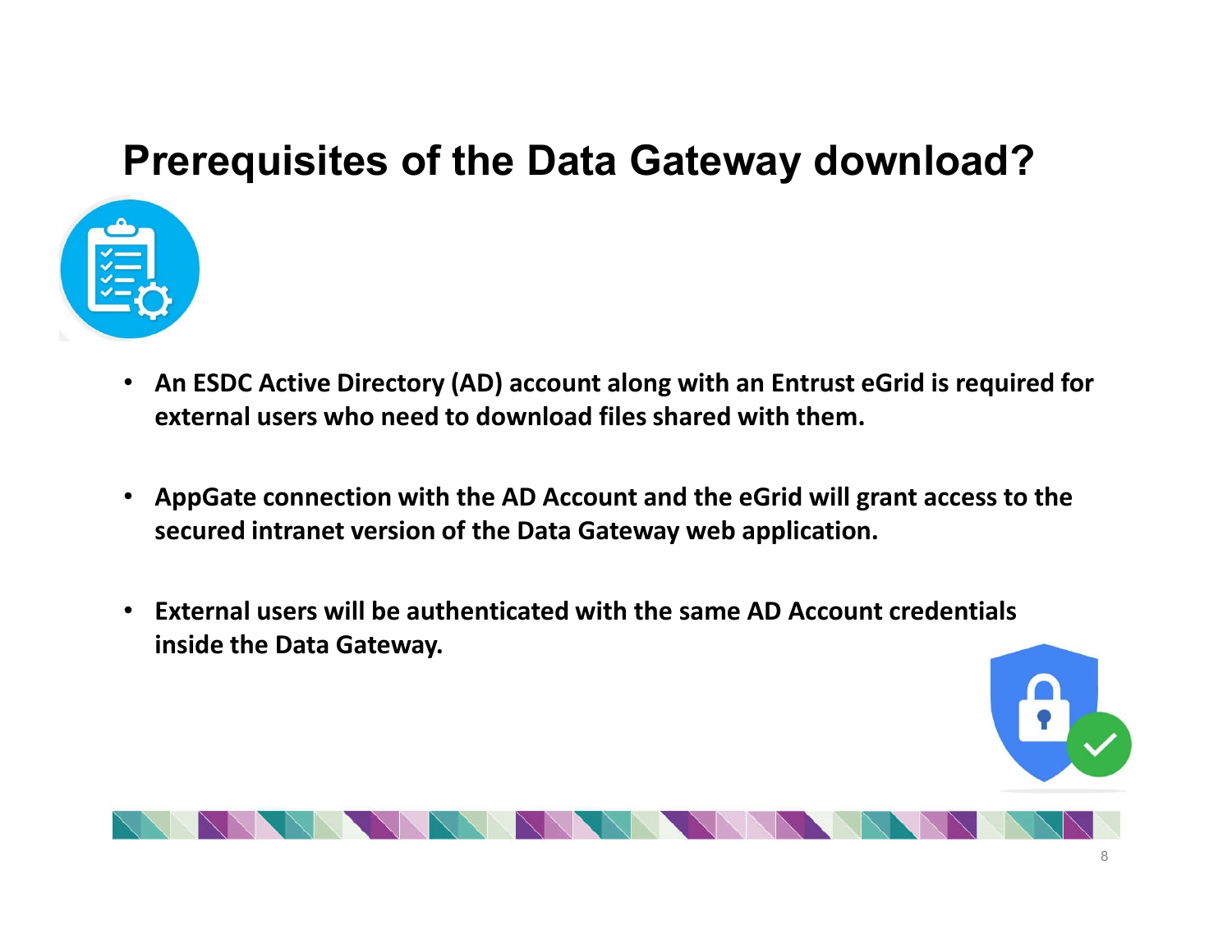# Prerequisites of the Data Gateway download?

- **An ESDC Active Directory (AD) account along with an Entrust eGrid is required for external users who need to download files shared with them.**
- **AppGate connection with the AD Account and the eGrid will grant access to the secured intranet version of the Data Gateway web application.**
- **External users will be authenticated with the same AD Account credentials inside the Data Gateway.**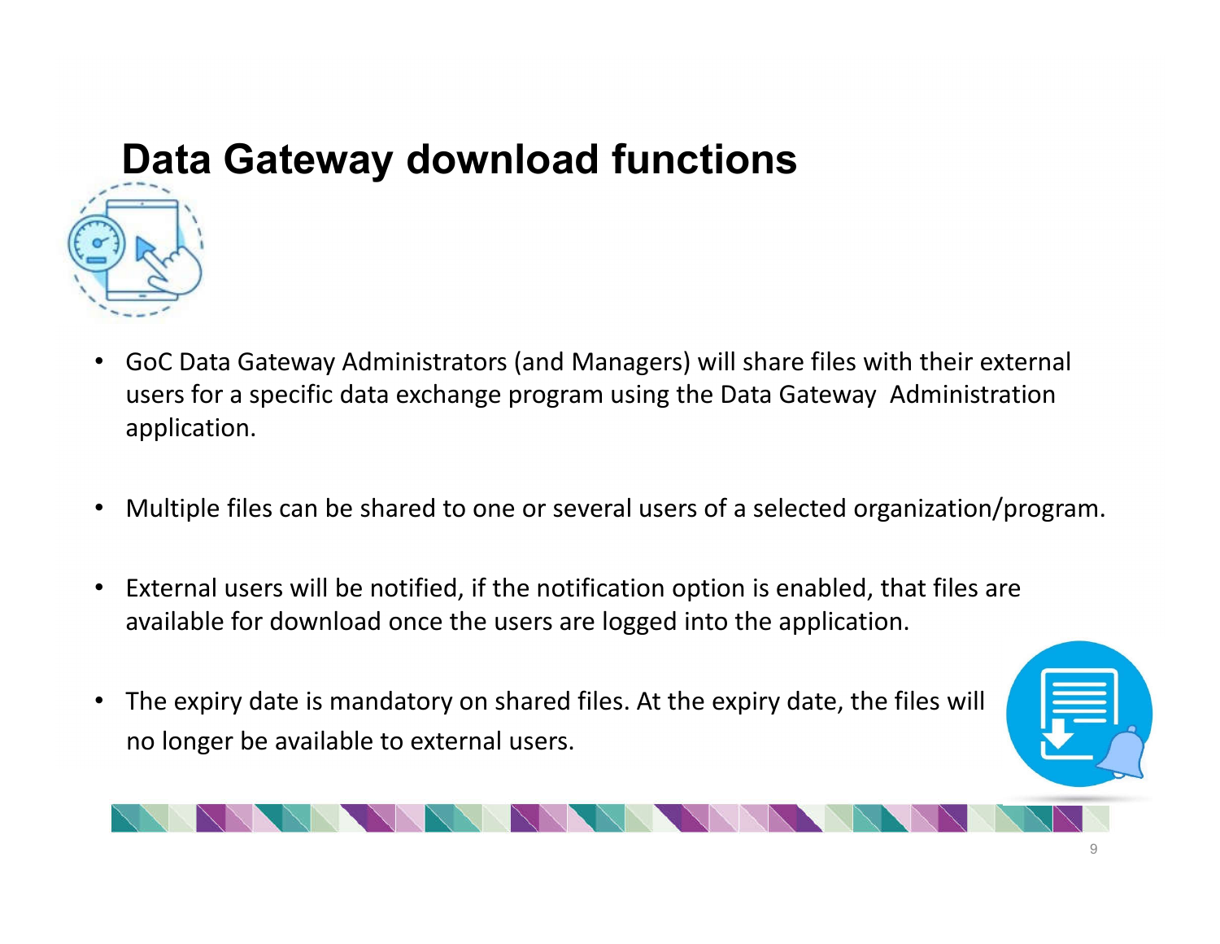# Data Gateway download functions

- GoC Data Gateway Administrators (and Managers) will share files with their external users for a specific data exchange program using the Data Gateway Administration application.

- Multiple files can be shared to one or several users of a selected organization/program.

- External users will be notified, if the notification option is enabled, that files are available for download once the users are logged into the application.

- The expiry date is mandatory on shared files. At the expiry date, the files will no longer be available to external users.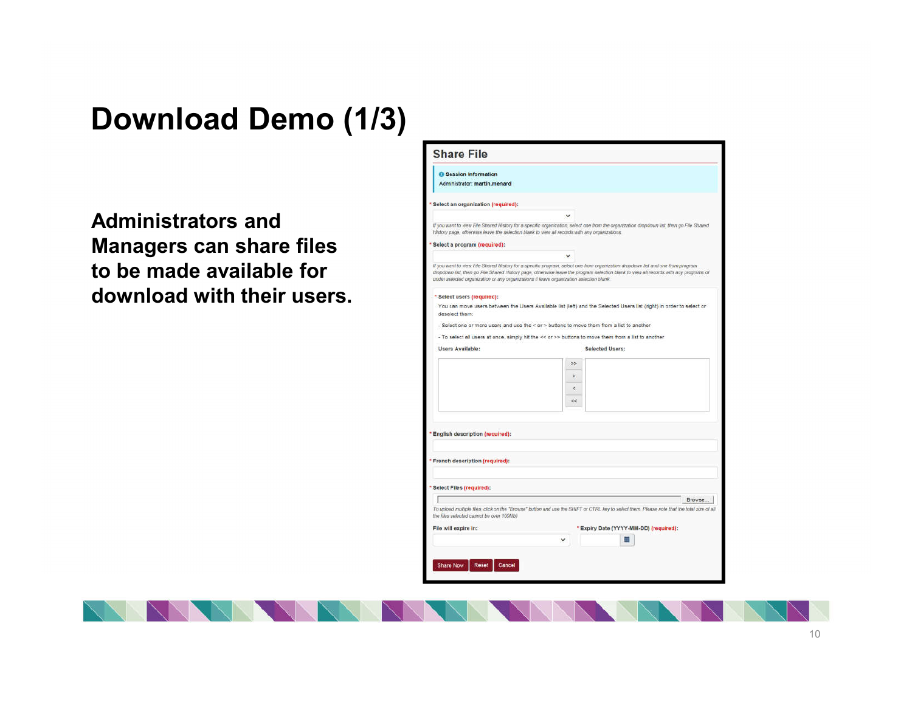# Download Demo (1/3)

**Administrators and Managers can share files to be made available for download with their users.**

## Share File

**Session Information**

Administrator: **martin.menard**

\* **Select an organization (required):**

*If you want to view File Shared History for a specific organization, select one from the organization dropdown list, then go File Shared History page, otherwise leave the selection blank to view all records with any organizations*

\* **Select a program (required):**

*If you want to view File Shared History for a specific program, select one from organization dropdown list and one from program dropdown list, then go File Shared History page, otherwise leave the program selection blank to view all records with any programs of under selected organization or any organizations if leave organization selection blank*

\* **Select users (required):**

You can move users between the Users Available list (left) and the Selected Users list (right) in order to select or deselect them:

- Select one or more users and use the < or > buttons to move them from a list to another
- To select all users at once, simply hit the << or >> buttons to move them from a list to another

**Users Available:** | **Selected Users:**

>> > < <<

\* **English description (required):**

\* **French description (required):**

\* **Select Files (required):**

Browse...

*To upload multiple files, click on the "Browse" button and use the SHIFT or CTRL key to select them. Please note that the total size of all the files selected cannot be over 100Mb)*

**File will expire in:**

\* **Expiry Date (YYYY-MM-DD) (required):**

Share Now | Reset | Cancel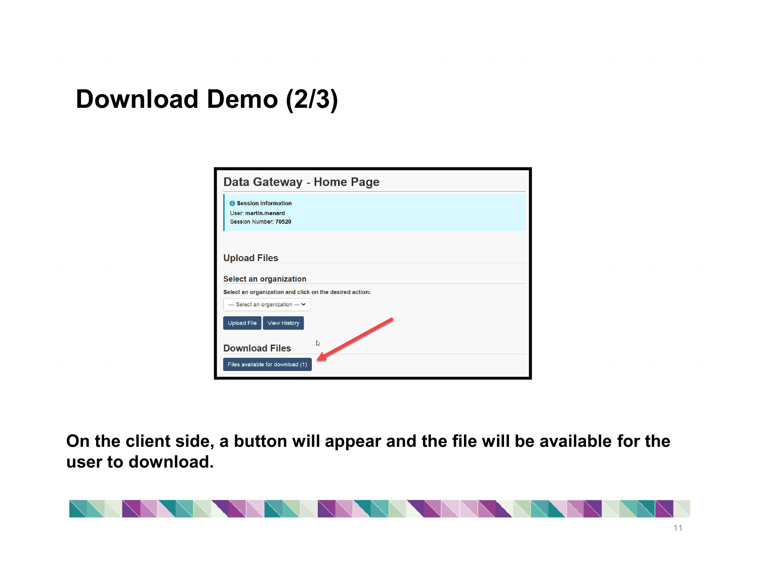# Download Demo (2/3)

**Data Gateway - Home Page**

**Session Information**
User: **martin.menard**
Session Number: **70520**

**Upload Files**

**Select an organization**

Select an organization and click on the desired action:

--- Select an organization ---

Upload File | View History

**Download Files**

Files available for download (1)

**On the client side, a button will appear and the file will be available for the user to download.**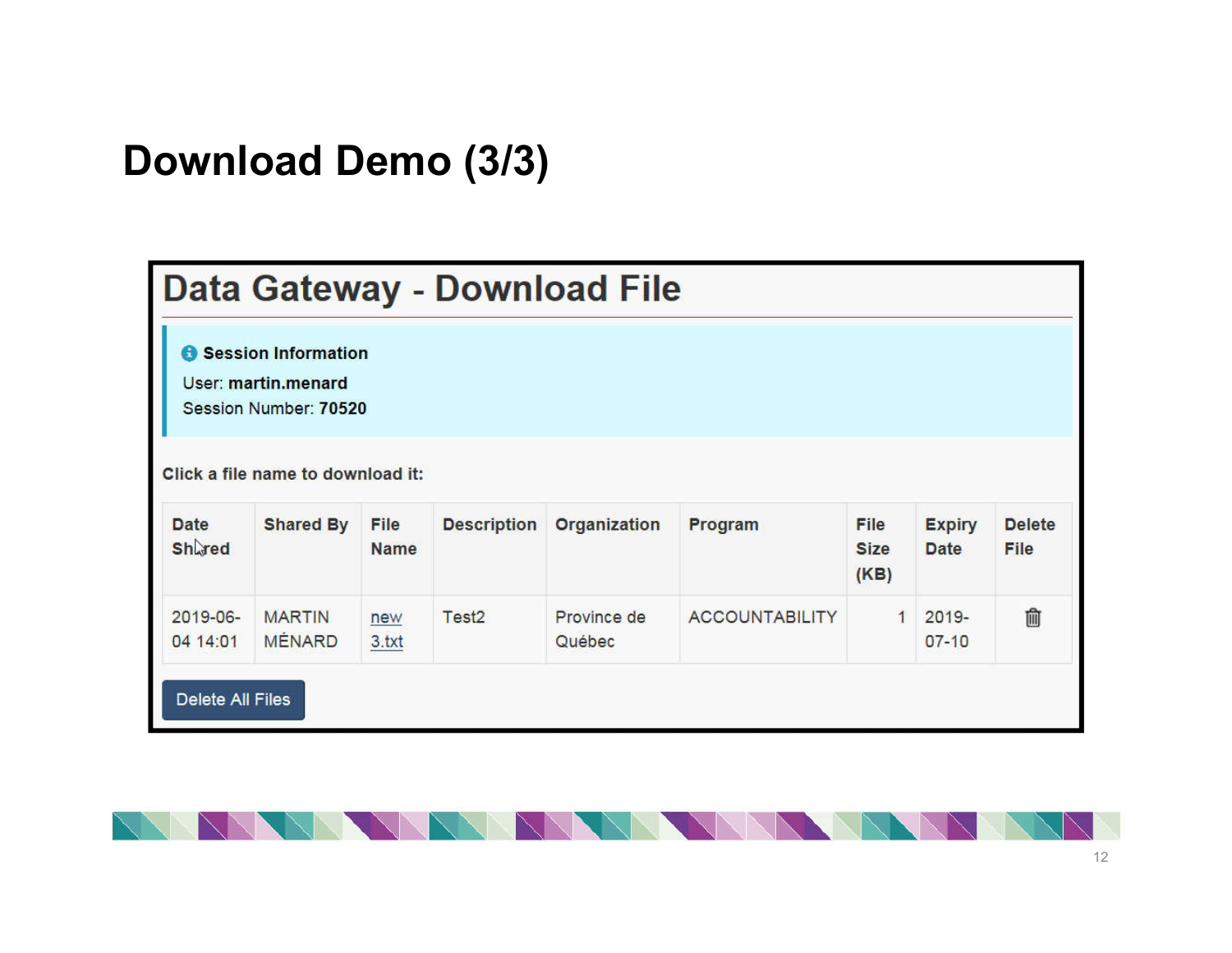# Download Demo (3/3)

## Data Gateway - Download File

**Session Information**

User: **martin.menard**

Session Number: **70520**

**Click a file name to download it:**

| Date Shared | Shared By | File Name | Description | Organization | Program | File Size (KB) | Expiry Date | Delete File |
|---|---|---|---|---|---|---|---|---|
| 2019-06-04 14:01 | MARTIN MÉNARD | new 3.txt | Test2 | Province de Québec | ACCOUNTABILITY | 1 | 2019-07-10 | 🗑 |

Delete All Files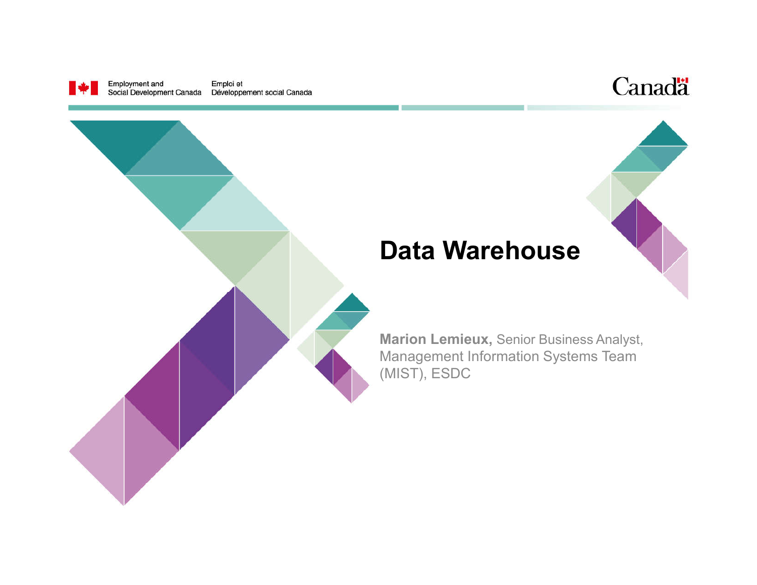Employment and Social Development Canada / Emploi et Développement social Canada

# Data Warehouse

**Marion Lemieux,** Senior Business Analyst, Management Information Systems Team (MIST), ESDC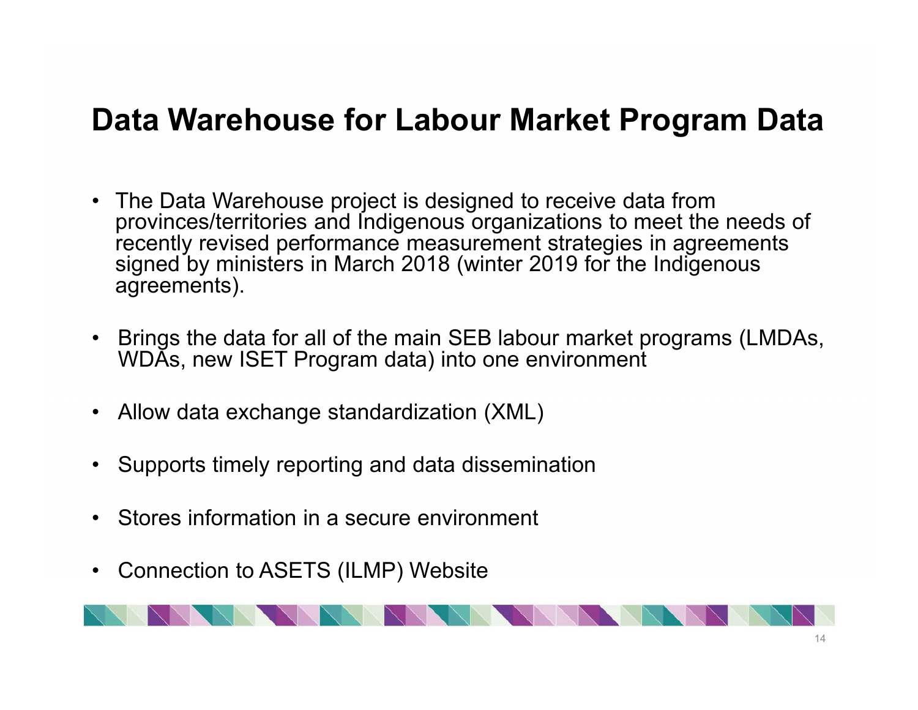# Data Warehouse for Labour Market Program Data

- The Data Warehouse project is designed to receive data from provinces/territories and Indigenous organizations to meet the needs of recently revised performance measurement strategies in agreements signed by ministers in March 2018 (winter 2019 for the Indigenous agreements).
- Brings the data for all of the main SEB labour market programs (LMDAs, WDAs, new ISET Program data) into one environment
- Allow data exchange standardization (XML)
- Supports timely reporting and data dissemination
- Stores information in a secure environment
- Connection to ASETS (ILMP) Website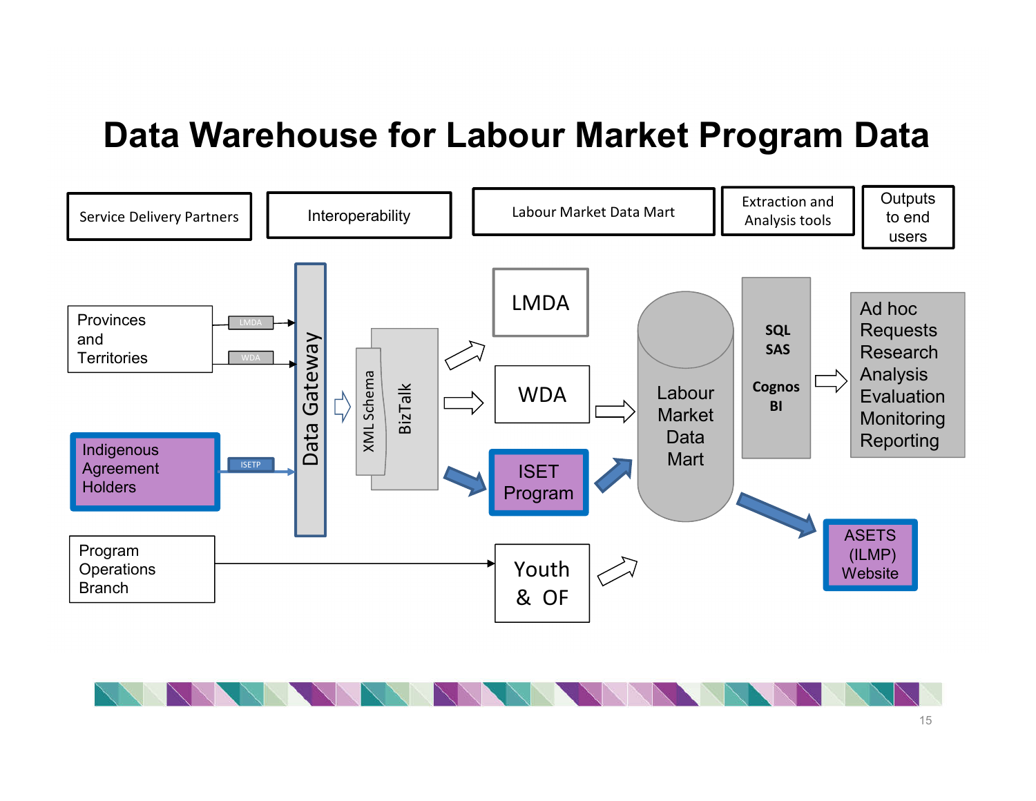# Data Warehouse for Labour Market Program Data

Service Delivery Partners | Interoperability | Labour Market Data Mart | Extraction and Analysis tools | Outputs to end users

Provinces and Territories (LMDA, WDA)

Indigenous Agreement Holders (ISETP)

Program Operations Branch

Data Gateway

XML Schema

BizTalk

LMDA

WDA

ISET Program

Youth & OF

Labour Market Data Mart

**SQL**
**SAS**

**Cognos BI**

Ad hoc Requests
Research
Analysis
Evaluation
Monitoring
Reporting

ASETS (ILMP) Website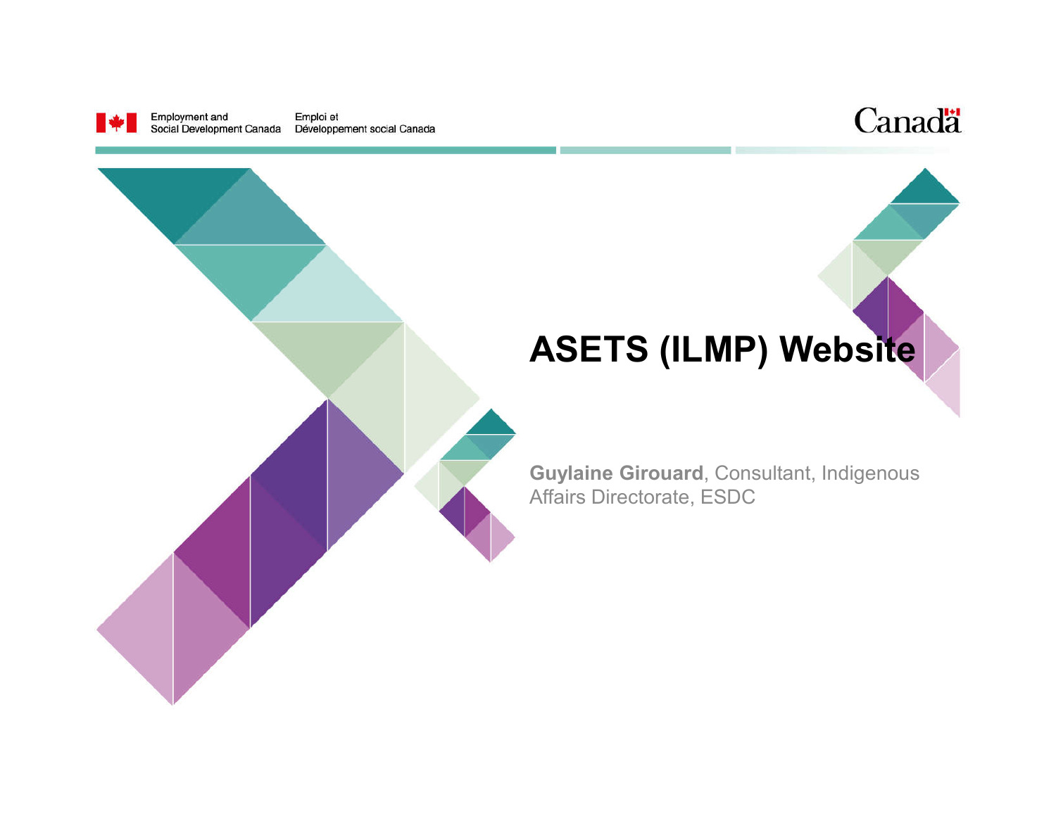Employment and Social Development Canada | Emploi et Développement social Canada

# ASETS (ILMP) Website

**Guylaine Girouard**, Consultant, Indigenous Affairs Directorate, ESDC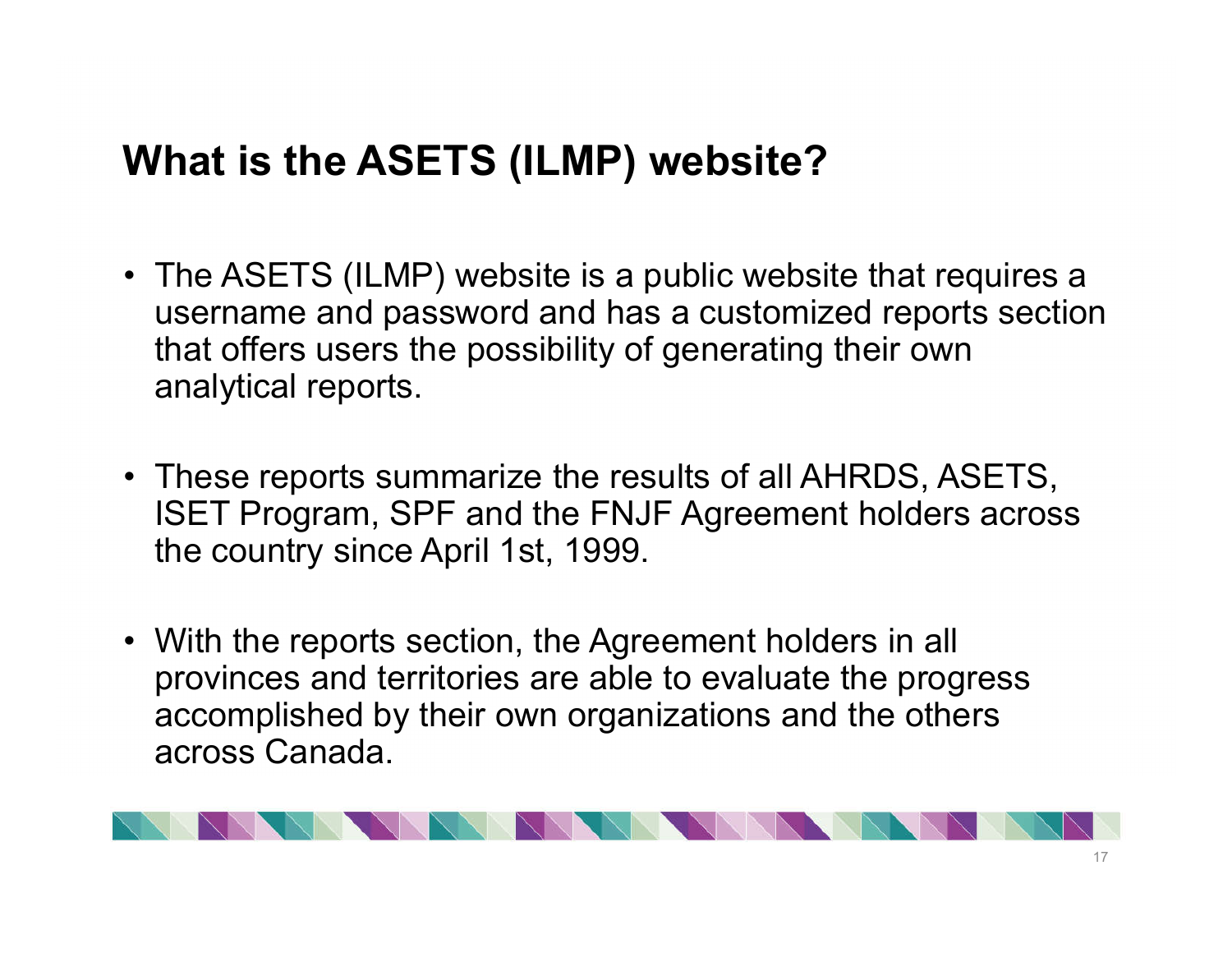# What is the ASETS (ILMP) website?

- The ASETS (ILMP) website is a public website that requires a username and password and has a customized reports section that offers users the possibility of generating their own analytical reports.

- These reports summarize the results of all AHRDS, ASETS, ISET Program, SPF and the FNJF Agreement holders across the country since April 1st, 1999.

- With the reports section, the Agreement holders in all provinces and territories are able to evaluate the progress accomplished by their own organizations and the others across Canada.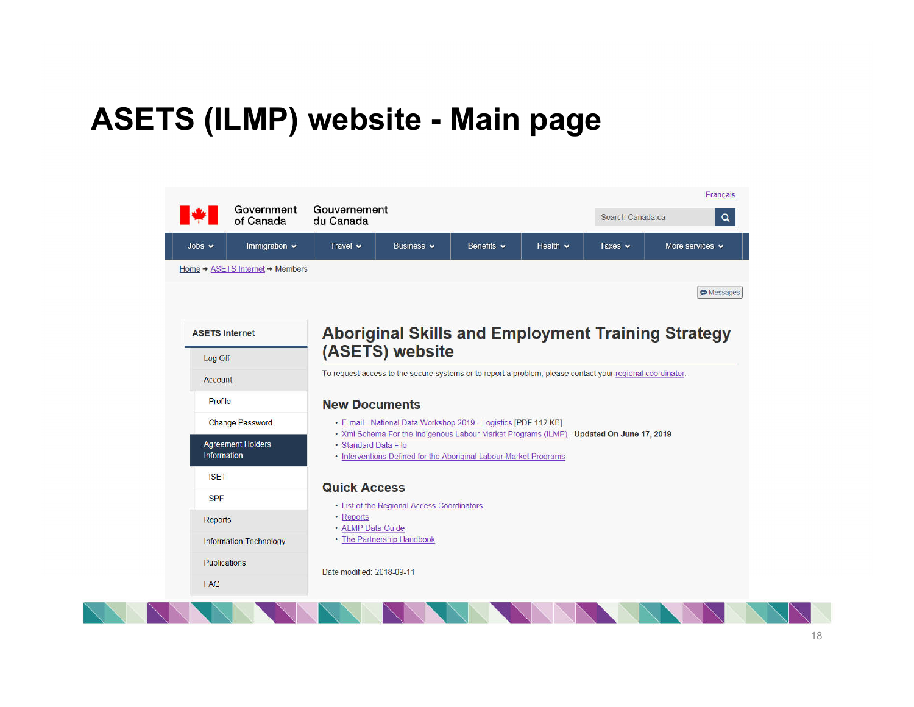# ASETS (ILMP) website - Main page

Français

Government of Canada | Gouvernement du Canada

Search Canada.ca

Jobs | Immigration | Travel | Business | Benefits | Health | Taxes | More services

Home → ASETS Internet → Members

Messages

**ASETS Internet**

- Log Off
- Account
  - Profile
  - Change Password
- Agreement Holders Information
  - ISET
  - SPF
- Reports
- Information Technology
- Publications
- FAQ

## Aboriginal Skills and Employment Training Strategy (ASETS) website

To request access to the secure systems or to report a problem, please contact your regional coordinator.

### New Documents

- E-mail - National Data Workshop 2019 - Logistics [PDF 112 KB]
- Xml Schema For the Indigenous Labour Market Programs (ILMP) - **Updated On June 17, 2019**
- Standard Data File
- Interventions Defined for the Aboriginal Labour Market Programs

### Quick Access

- List of the Regional Access Coordinators
- Reports
- ALMP Data Guide
- The Partnership Handbook

Date modified: 2018-09-11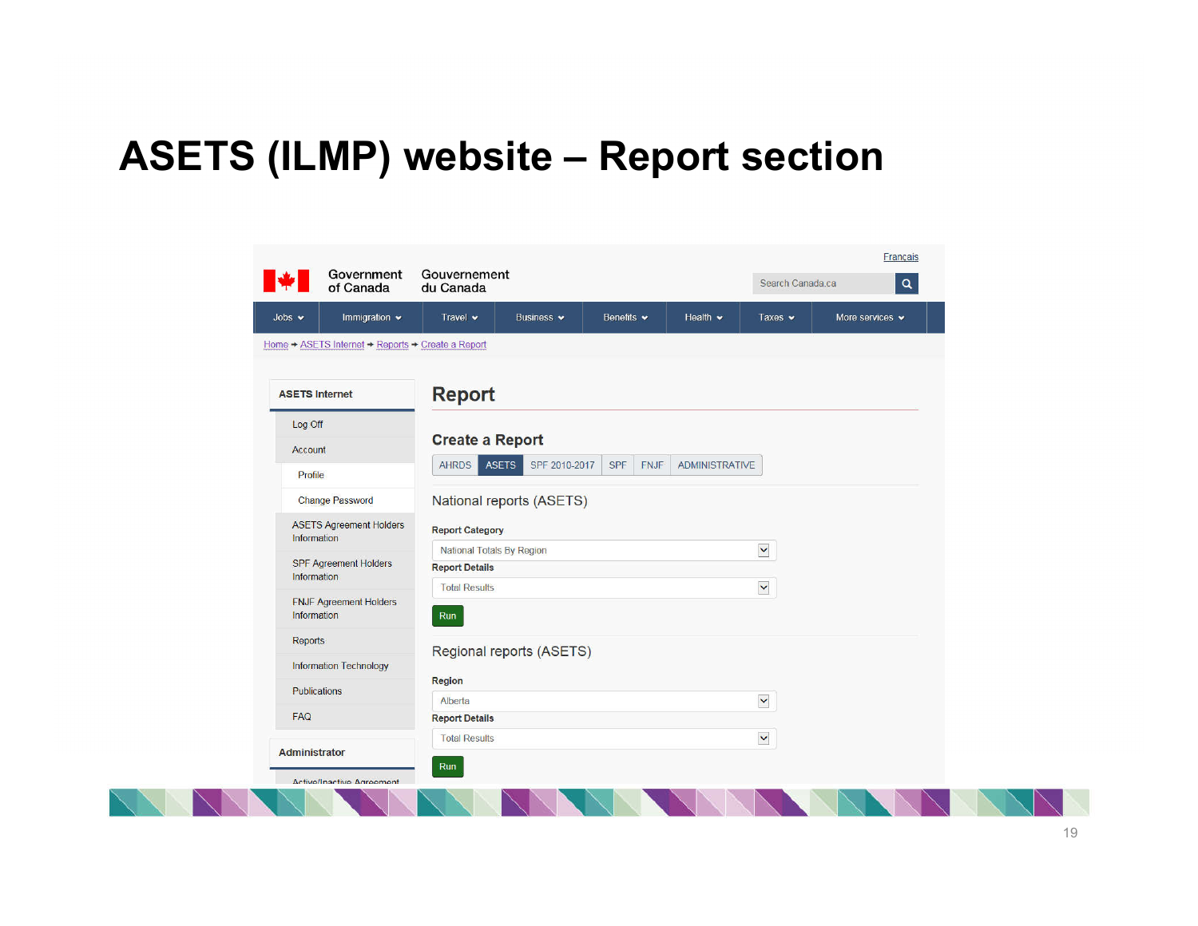# ASETS (ILMP) website – Report section

Français

Government of Canada | Gouvernement du Canada

Search Canada.ca

Jobs | Immigration | Travel | Business | Benefits | Health | Taxes | More services

Home → ASETS Internet → Reports → Create a Report

**ASETS Internet**

- Log Off
- Account
  - Profile
  - Change Password
- ASETS Agreement Holders Information
- SPF Agreement Holders Information
- FNJF Agreement Holders Information
- Reports
- Information Technology
- Publications
- FAQ

**Administrator**

- Active/Inactive Agreement

## Report

### Create a Report

AHRDS | ASETS | SPF 2010-2017 | SPF | FNJF | ADMINISTRATIVE

National reports (ASETS)

**Report Category**

National Totals By Region

**Report Details**

Total Results

Run

Regional reports (ASETS)

**Region**

Alberta

**Report Details**

Total Results

Run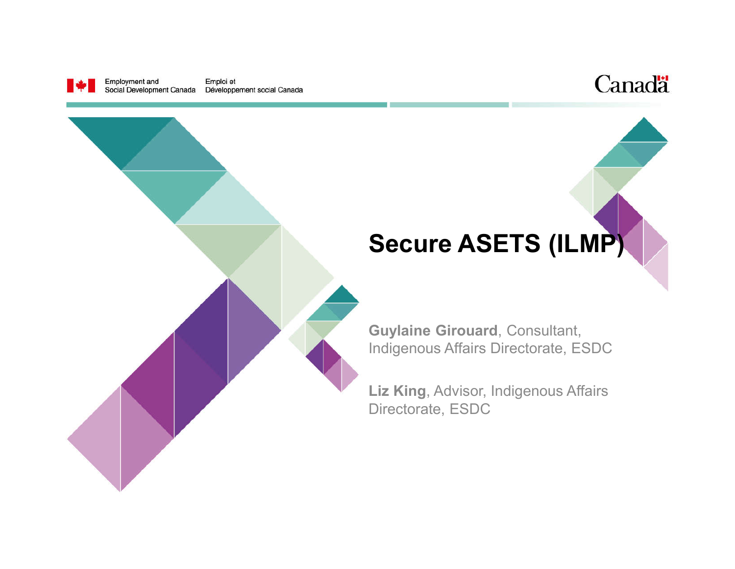Employment and Social Development Canada | Emploi et Développement social Canada

# Secure ASETS (ILMP)

**Guylaine Girouard**, Consultant, Indigenous Affairs Directorate, ESDC

**Liz King**, Advisor, Indigenous Affairs Directorate, ESDC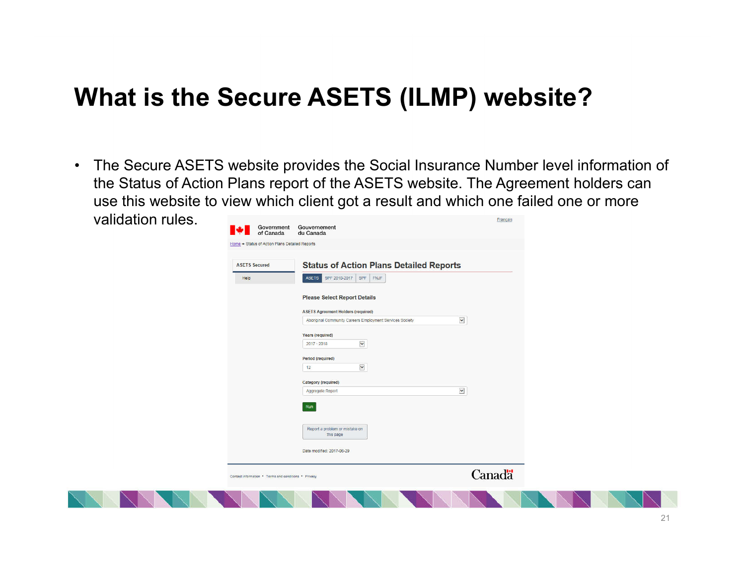# What is the Secure ASETS (ILMP) website?

- The Secure ASETS website provides the Social Insurance Number level information of the Status of Action Plans report of the ASETS website. The Agreement holders can use this website to view which client got a result and which one failed one or more validation rules.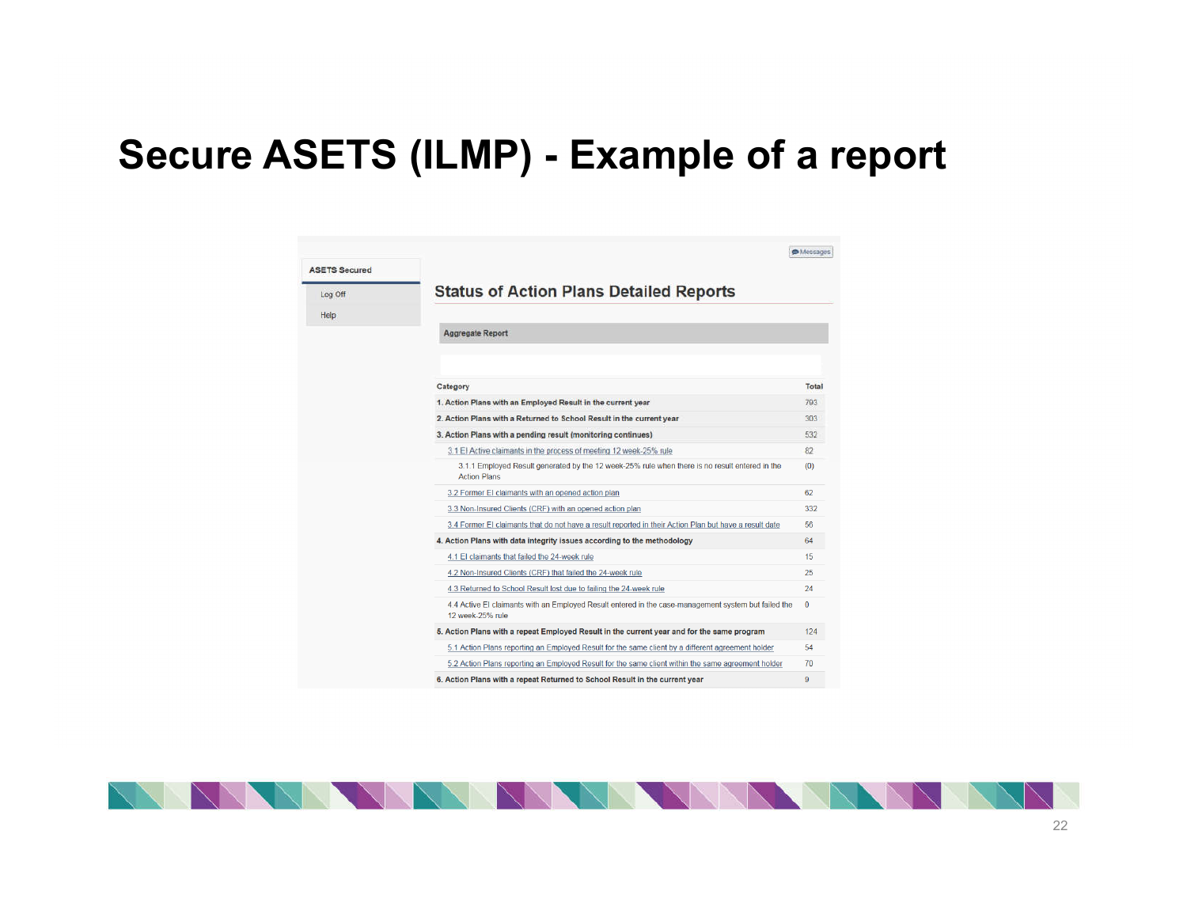# Secure ASETS (ILMP) - Example of a report

ASETS Secured

Log Off

Help

Messages

## Status of Action Plans Detailed Reports

Aggregate Report

| Category | Total |
|---|---|
| **1. Action Plans with an Employed Result in the current year** | 793 |
| **2. Action Plans with a Returned to School Result in the current year** | 303 |
| **3. Action Plans with a pending result (monitoring continues)** | 532 |
| 3.1 EI Active claimants in the process of meeting 12 week-25% rule | 82 |
| 3.1.1 Employed Result generated by the 12 week-25% rule when there is no result entered in the Action Plans | (0) |
| 3.2 Former EI claimants with an opened action plan | 62 |
| 3.3 Non-Insured Clients (CRF) with an opened action plan | 332 |
| 3.4 Former EI claimants that do not have a result reported in their Action Plan but have a result date | 56 |
| **4. Action Plans with data integrity issues according to the methodology** | 64 |
| 4.1 EI claimants that failed the 24-week rule | 15 |
| 4.2 Non-Insured Clients (CRF) that failed the 24-week rule | 25 |
| 4.3 Returned to School Result lost due to failing the 24-week rule | 24 |
| 4.4 Active EI claimants with an Employed Result entered in the case-management system but failed the 12 week-25% rule | 0 |
| **5. Action Plans with a repeat Employed Result in the current year and for the same program** | 124 |
| 5.1 Action Plans reporting an Employed Result for the same client by a different agreement holder | 54 |
| 5.2 Action Plans reporting an Employed Result for the same client within the same agreement holder | 70 |
| **6. Action Plans with a repeat Returned to School Result in the current year** | 9 |